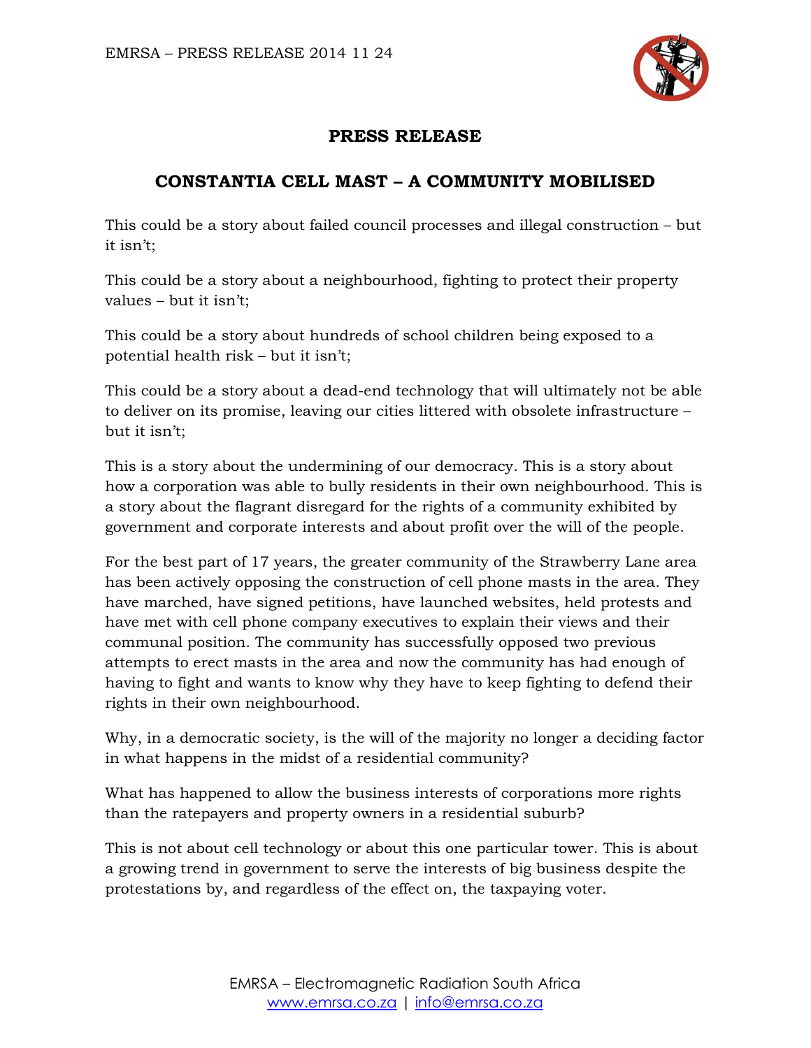# PRESS RELEASE

## CONSTANTIA CELL MAST – A COMMUNITY MOBILISED

This could be a story about failed council processes and illegal construction – but it isn't;

This could be a story about a neighbourhood, fighting to protect their property values – but it isn't;

This could be a story about hundreds of school children being exposed to a potential health risk – but it isn't;

This could be a story about a dead-end technology that will ultimately not be able to deliver on its promise, leaving our cities littered with obsolete infrastructure – but it isn't;

This is a story about the undermining of our democracy. This is a story about how a corporation was able to bully residents in their own neighbourhood. This is a story about the flagrant disregard for the rights of a community exhibited by government and corporate interests and about profit over the will of the people.

For the best part of 17 years, the greater community of the Strawberry Lane area has been actively opposing the construction of cell phone masts in the area. They have marched, have signed petitions, have launched websites, held protests and have met with cell phone company executives to explain their views and their communal position. The community has successfully opposed two previous attempts to erect masts in the area and now the community has had enough of having to fight and wants to know why they have to keep fighting to defend their rights in their own neighbourhood.

Why, in a democratic society, is the will of the majority no longer a deciding factor in what happens in the midst of a residential community?

What has happened to allow the business interests of corporations more rights than the ratepayers and property owners in a residential suburb?

This is not about cell technology or about this one particular tower. This is about a growing trend in government to serve the interests of big business despite the protestations by, and regardless of the effect on, the taxpaying voter.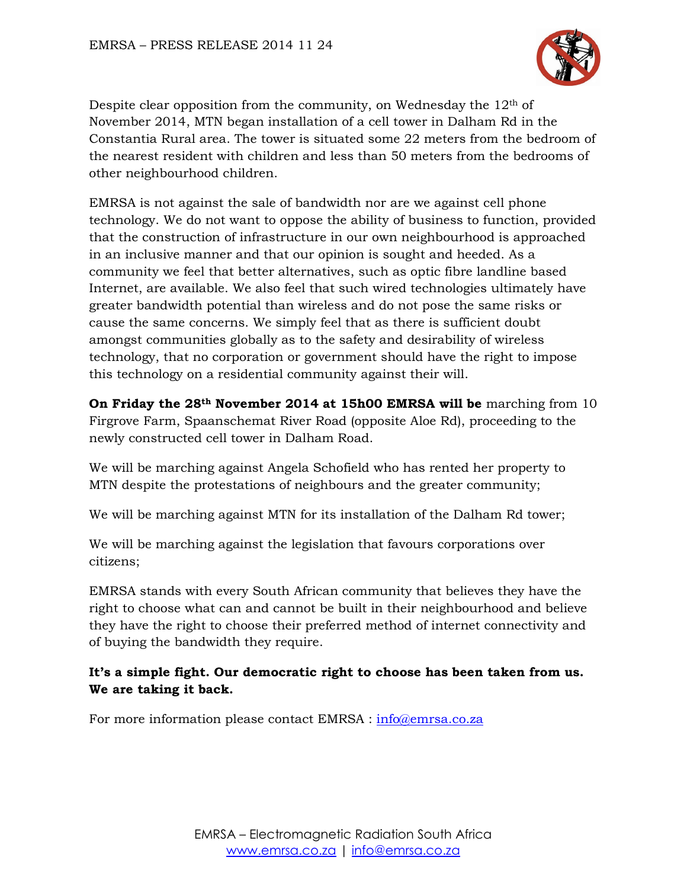Despite clear opposition from the community, on Wednesday the 12th of November 2014, MTN began installation of a cell tower in Dalham Rd in the Constantia Rural area. The tower is situated some 22 meters from the bedroom of the nearest resident with children and less than 50 meters from the bedrooms of other neighbourhood children.

EMRSA is not against the sale of bandwidth nor are we against cell phone technology. We do not want to oppose the ability of business to function, provided that the construction of infrastructure in our own neighbourhood is approached in an inclusive manner and that our opinion is sought and heeded. As a community we feel that better alternatives, such as optic fibre landline based Internet, are available. We also feel that such wired technologies ultimately have greater bandwidth potential than wireless and do not pose the same risks or cause the same concerns. We simply feel that as there is sufficient doubt amongst communities globally as to the safety and desirability of wireless technology, that no corporation or government should have the right to impose this technology on a residential community against their will.

**On Friday the 28th November 2014 at 15h00 EMRSA will be** marching from 10 Firgrove Farm, Spaanschemat River Road (opposite Aloe Rd), proceeding to the newly constructed cell tower in Dalham Road.

We will be marching against Angela Schofield who has rented her property to MTN despite the protestations of neighbours and the greater community;

We will be marching against MTN for its installation of the Dalham Rd tower;

We will be marching against the legislation that favours corporations over citizens;

EMRSA stands with every South African community that believes they have the right to choose what can and cannot be built in their neighbourhood and believe they have the right to choose their preferred method of internet connectivity and of buying the bandwidth they require.

**It's a simple fight. Our democratic right to choose has been taken from us. We are taking it back.**

For more information please contact EMRSA : info@emrsa.co.za